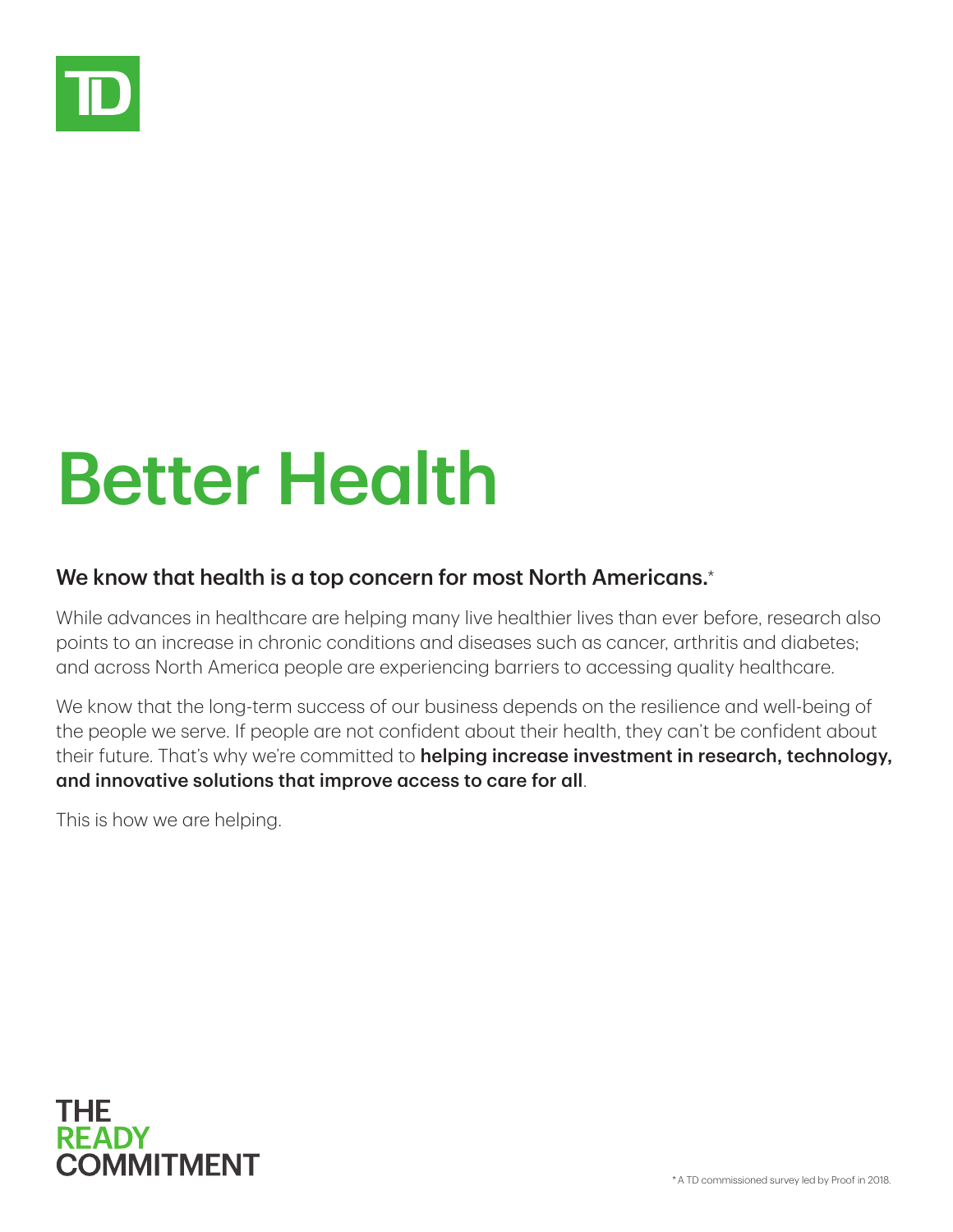# Better Health

**We know that health is a top concern for most North Americans.***

While advances in healthcare are helping many live healthier lives than ever before, research also points to an increase in chronic conditions and diseases such as cancer, arthritis and diabetes; and across North America people are experiencing barriers to accessing quality healthcare.

We know that the long-term success of our business depends on the resilience and well-being of the people we serve. If people are not confident about their health, they can't be confident about their future. That's why we're committed to **helping increase investment in research, technology, and innovative solutions that improve access to care for all**.

This is how we are helping.

THE READY COMMITMENT

* A TD commissioned survey led by Proof in 2018.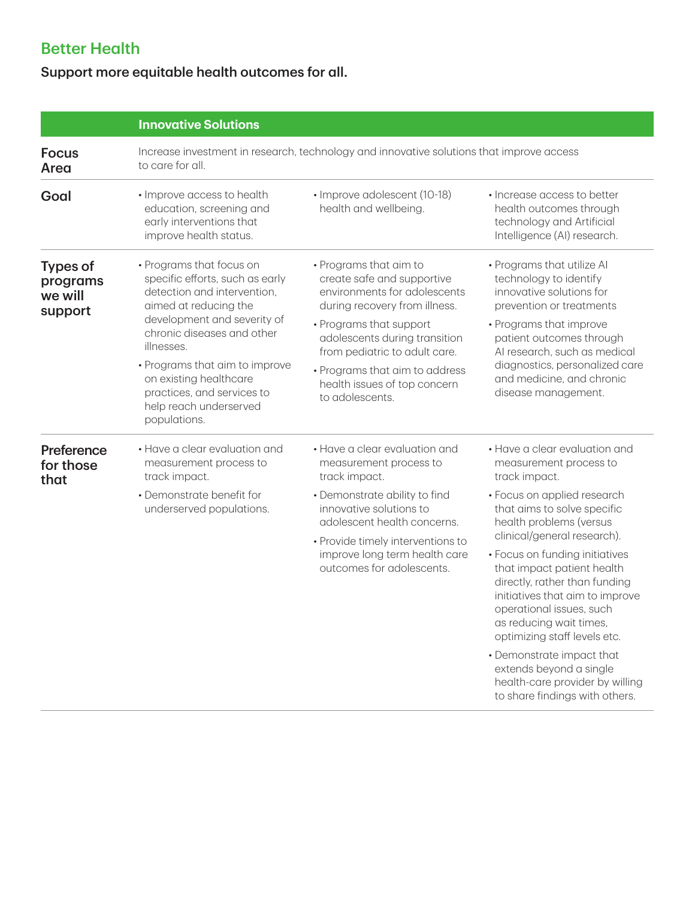## Better Health

### Support more equitable health outcomes for all.

| | Innovative Solutions | | |
|---|---|---|---|
| **Focus Area** | Increase investment in research, technology and innovative solutions that improve access to care for all. | | |
| **Goal** | • Improve access to health education, screening and early interventions that improve health status. | • Improve adolescent (10-18) health and wellbeing. | • Increase access to better health outcomes through technology and Artificial Intelligence (AI) research. |
| **Types of programs we will support** | • Programs that focus on specific efforts, such as early detection and intervention, aimed at reducing the development and severity of chronic diseases and other illnesses.<br>• Programs that aim to improve on existing healthcare practices, and services to help reach underserved populations. | • Programs that aim to create safe and supportive environments for adolescents during recovery from illness.<br>• Programs that support adolescents during transition from pediatric to adult care.<br>• Programs that aim to address health issues of top concern to adolescents. | • Programs that utilize AI technology to identify innovative solutions for prevention or treatments<br>• Programs that improve patient outcomes through AI research, such as medical diagnostics, personalized care and medicine, and chronic disease management. |
| **Preference for those that** | • Have a clear evaluation and measurement process to track impact.<br>• Demonstrate benefit for underserved populations. | • Have a clear evaluation and measurement process to track impact.<br>• Demonstrate ability to find innovative solutions to adolescent health concerns.<br>• Provide timely interventions to improve long term health care outcomes for adolescents. | • Have a clear evaluation and measurement process to track impact.<br>• Focus on applied research that aims to solve specific health problems (versus clinical/general research).<br>• Focus on funding initiatives that impact patient health directly, rather than funding initiatives that aim to improve operational issues, such as reducing wait times, optimizing staff levels etc.<br>• Demonstrate impact that extends beyond a single health-care provider by willing to share findings with others. |